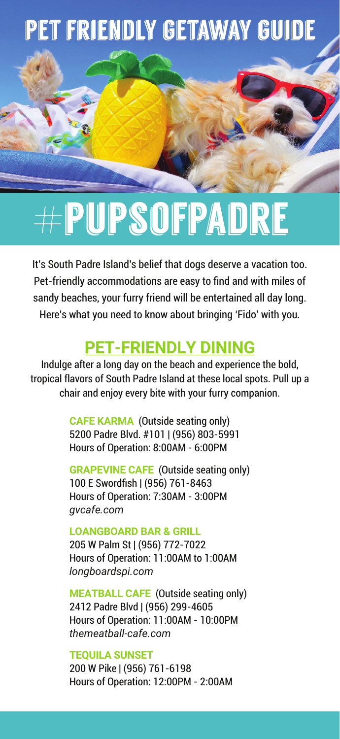# PET FRIENDLY GETAWAY GUIDE

# #PUPSOFPADRE

It's South Padre Island's belief that dogs deserve a vacation too. Pet-friendly accommodations are easy to find and with miles of sandy beaches, your furry friend will be entertained all day long. Here's what you need to know about bringing 'Fido' with you.

## PET-FRIENDLY DINING

Indulge after a long day on the beach and experience the bold, tropical flavors of South Padre Island at these local spots. Pull up a chair and enjoy every bite with your furry companion.

**CAFE KARMA** (Outside seating only)
5200 Padre Blvd. #101 | (956) 803-5991
Hours of Operation: 8:00AM - 6:00PM

**GRAPEVINE CAFE** (Outside seating only)
100 E Swordfish | (956) 761-8463
Hours of Operation: 7:30AM - 3:00PM
*gvcafe.com*

**LOANGBOARD BAR & GRILL**
205 W Palm St | (956) 772-7022
Hours of Operation: 11:00AM to 1:00AM
*longboardspi.com*

**MEATBALL CAFE** (Outside seating only)
2412 Padre Blvd | (956) 299-4605
Hours of Operation: 11:00AM - 10:00PM
*themeatball-cafe.com*

**TEQUILA SUNSET**
200 W Pike | (956) 761-6198
Hours of Operation: 12:00PM - 2:00AM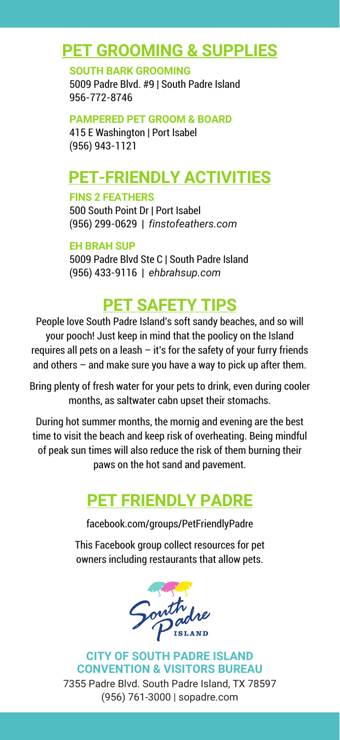## PET GROOMING & SUPPLIES

**SOUTH BARK GROOMING**
5009 Padre Blvd. #9 | South Padre Island
956-772-8746

**PAMPERED PET GROOM & BOARD**
415 E Washington | Port Isabel
(956) 943-1121

## PET-FRIENDLY ACTIVITIES

**FINS 2 FEATHERS**
500 South Point Dr | Port Isabel
(956) 299-0629 | *finstofeathers.com*

**EH BRAH SUP**
5009 Padre Blvd Ste C | South Padre Island
(956) 433-9116 | *ehbrahsup.com*

## PET SAFETY TIPS

People love South Padre Island's soft sandy beaches, and so will your pooch! Just keep in mind that the poolicy on the Island requires all pets on a leash – it's for the safety of your furry friends and others – and make sure you have a way to pick up after them.

Bring plenty of fresh water for your pets to drink, even during cooler months, as saltwater cabn upset their stomachs.

During hot summer months, the mornig and evening are the best time to visit the beach and keep risk of overheating. Being mindful of peak sun times will also reduce the risk of them burning their paws on the hot sand and pavement.

## PET FRIENDLY PADRE

facebook.com/groups/PetFriendlyPadre

This Facebook group collect resources for pet owners including restaurants that allow pets.

South Padre ISLAND

**CITY OF SOUTH PADRE ISLAND CONVENTION & VISITORS BUREAU**
7355 Padre Blvd. South Padre Island, TX 78597
(956) 761-3000 | sopadre.com